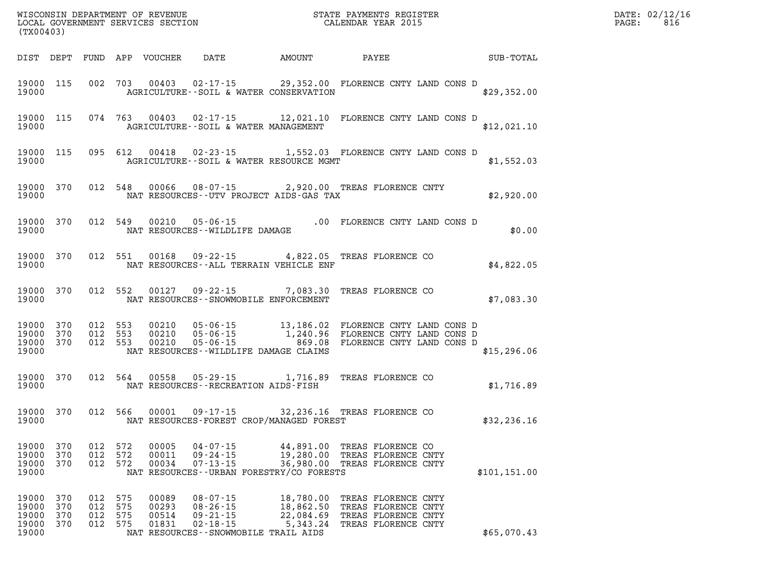WISCONSIN DEPARTMENT OF REVENUE
LOCAL GOVERNMENT SERVICES SECTION
(TX00403)

STATE PAYMENTS REGISTER
CALENDAR YEAR 2015

DATE: 02/12/16
PAGE: 816

| DIST | DEPT | FUND | APP | VOUCHER | DATE | AMOUNT | PAYEE | SUB-TOTAL |
|---|---|---|---|---|---|---|---|---|
| 19000 | 115 | 002 | 703 | 00403 | 02-17-15 | 29,352.00 | FLORENCE CNTY LAND CONS D | |
| 19000 | | | | | AGRICULTURE--SOIL & WATER CONSERVATION | | | $29,352.00 |
| 19000 | 115 | 074 | 763 | 00403 | 02-17-15 | 12,021.10 | FLORENCE CNTY LAND CONS D | |
| 19000 | | | | | AGRICULTURE--SOIL & WATER MANAGEMENT | | | $12,021.10 |
| 19000 | 115 | 095 | 612 | 00418 | 02-23-15 | 1,552.03 | FLORENCE CNTY LAND CONS D | |
| 19000 | | | | | AGRICULTURE--SOIL & WATER RESOURCE MGMT | | | $1,552.03 |
| 19000 | 370 | 012 | 548 | 00066 | 08-07-15 | 2,920.00 | TREAS FLORENCE CNTY | |
| 19000 | | | | | NAT RESOURCES--UTV PROJECT AIDS-GAS TAX | | | $2,920.00 |
| 19000 | 370 | 012 | 549 | 00210 | 05-06-15 | .00 | FLORENCE CNTY LAND CONS D | |
| 19000 | | | | | NAT RESOURCES--WILDLIFE DAMAGE | | | $0.00 |
| 19000 | 370 | 012 | 551 | 00168 | 09-22-15 | 4,822.05 | TREAS FLORENCE CO | |
| 19000 | | | | | NAT RESOURCES--ALL TERRAIN VEHICLE ENF | | | $4,822.05 |
| 19000 | 370 | 012 | 552 | 00127 | 09-22-15 | 7,083.30 | TREAS FLORENCE CO | |
| 19000 | | | | | NAT RESOURCES--SNOWMOBILE ENFORCEMENT | | | $7,083.30 |
| 19000 | 370 | 012 | 553 | 00210 | 05-06-15 | 13,186.02 | FLORENCE CNTY LAND CONS D | |
| 19000 | 370 | 012 | 553 | 00210 | 05-06-15 | 1,240.96 | FLORENCE CNTY LAND CONS D | |
| 19000 | 370 | 012 | 553 | 00210 | 05-06-15 | 869.08 | FLORENCE CNTY LAND CONS D | |
| 19000 | | | | | NAT RESOURCES--WILDLIFE DAMAGE CLAIMS | | | $15,296.06 |
| 19000 | 370 | 012 | 564 | 00558 | 05-29-15 | 1,716.89 | TREAS FLORENCE CO | |
| 19000 | | | | | NAT RESOURCES--RECREATION AIDS-FISH | | | $1,716.89 |
| 19000 | 370 | 012 | 566 | 00001 | 09-17-15 | 32,236.16 | TREAS FLORENCE CO | |
| 19000 | | | | | NAT RESOURCES-FOREST CROP/MANAGED FOREST | | | $32,236.16 |
| 19000 | 370 | 012 | 572 | 00005 | 04-07-15 | 44,891.00 | TREAS FLORENCE CO | |
| 19000 | 370 | 012 | 572 | 00011 | 09-24-15 | 19,280.00 | TREAS FLORENCE CNTY | |
| 19000 | 370 | 012 | 572 | 00034 | 07-13-15 | 36,980.00 | TREAS FLORENCE CNTY | |
| 19000 | | | | | NAT RESOURCES--URBAN FORESTRY/CO FORESTS | | | $101,151.00 |
| 19000 | 370 | 012 | 575 | 00089 | 08-07-15 | 18,780.00 | TREAS FLORENCE CNTY | |
| 19000 | 370 | 012 | 575 | 00293 | 08-26-15 | 18,862.50 | TREAS FLORENCE CNTY | |
| 19000 | 370 | 012 | 575 | 00514 | 09-21-15 | 22,084.69 | TREAS FLORENCE CNTY | |
| 19000 | 370 | 012 | 575 | 01831 | 02-18-15 | 5,343.24 | TREAS FLORENCE CNTY | |
| 19000 | | | | | NAT RESOURCES--SNOWMOBILE TRAIL AIDS | | | $65,070.43 |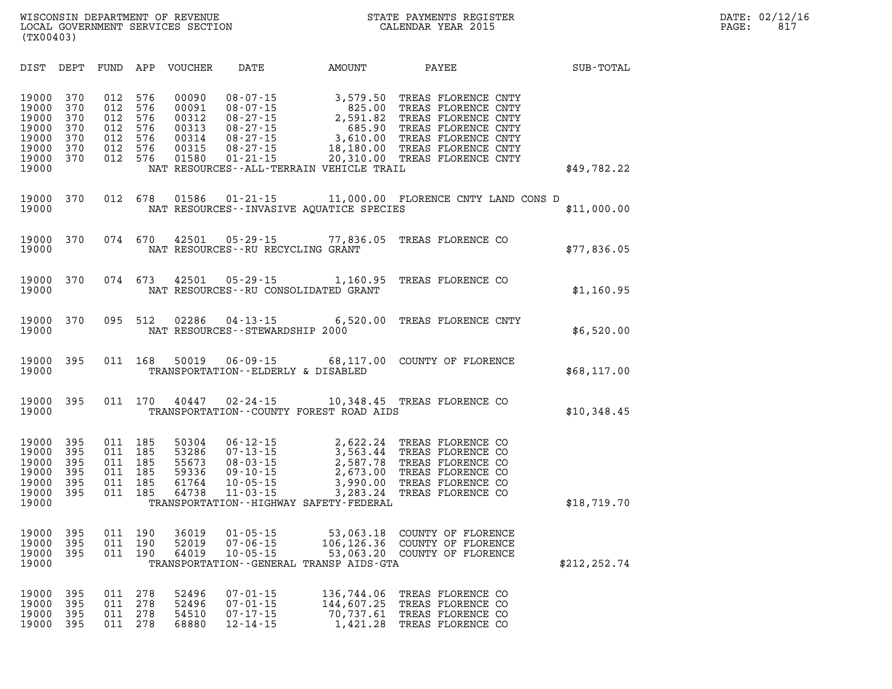WISCONSIN DEPARTMENT OF REVENUE
LOCAL GOVERNMENT SERVICES SECTION
(TX00403)

STATE PAYMENTS REGISTER
CALENDAR YEAR 2015

DATE: 02/12/16
PAGE: 817

| DIST | DEPT | FUND | APP | VOUCHER | DATE | AMOUNT | PAYEE | SUB-TOTAL |
|---|---|---|---|---|---|---|---|---|
| 19000 | 370 | 012 | 576 | 00090 | 08-07-15 | 3,579.50 | TREAS FLORENCE CNTY | |
| 19000 | 370 | 012 | 576 | 00091 | 08-07-15 | 825.00 | TREAS FLORENCE CNTY | |
| 19000 | 370 | 012 | 576 | 00312 | 08-27-15 | 2,591.82 | TREAS FLORENCE CNTY | |
| 19000 | 370 | 012 | 576 | 00313 | 08-27-15 | 685.90 | TREAS FLORENCE CNTY | |
| 19000 | 370 | 012 | 576 | 00314 | 08-27-15 | 3,610.00 | TREAS FLORENCE CNTY | |
| 19000 | 370 | 012 | 576 | 00315 | 08-27-15 | 18,180.00 | TREAS FLORENCE CNTY | |
| 19000 | 370 | 012 | 576 | 01580 | 01-21-15 | 20,310.00 | TREAS FLORENCE CNTY | |
| 19000 | | | | | NAT RESOURCES--ALL-TERRAIN VEHICLE TRAIL | | | $49,782.22 |
| 19000 | 370 | 012 | 678 | 01586 | 01-21-15 | 11,000.00 | FLORENCE CNTY LAND CONS D | |
| 19000 | | | | | NAT RESOURCES--INVASIVE AQUATICE SPECIES | | | $11,000.00 |
| 19000 | 370 | 074 | 670 | 42501 | 05-29-15 | 77,836.05 | TREAS FLORENCE CO | |
| 19000 | | | | | NAT RESOURCES--RU RECYCLING GRANT | | | $77,836.05 |
| 19000 | 370 | 074 | 673 | 42501 | 05-29-15 | 1,160.95 | TREAS FLORENCE CO | |
| 19000 | | | | | NAT RESOURCES--RU CONSOLIDATED GRANT | | | $1,160.95 |
| 19000 | 370 | 095 | 512 | 02286 | 04-13-15 | 6,520.00 | TREAS FLORENCE CNTY | |
| 19000 | | | | | NAT RESOURCES--STEWARDSHIP 2000 | | | $6,520.00 |
| 19000 | 395 | 011 | 168 | 50019 | 06-09-15 | 68,117.00 | COUNTY OF FLORENCE | |
| 19000 | | | | | TRANSPORTATION--ELDERLY & DISABLED | | | $68,117.00 |
| 19000 | 395 | 011 | 170 | 40447 | 02-24-15 | 10,348.45 | TREAS FLORENCE CO | |
| 19000 | | | | | TRANSPORTATION--COUNTY FOREST ROAD AIDS | | | $10,348.45 |
| 19000 | 395 | 011 | 185 | 50304 | 06-12-15 | 2,622.24 | TREAS FLORENCE CO | |
| 19000 | 395 | 011 | 185 | 53286 | 07-13-15 | 3,563.44 | TREAS FLORENCE CO | |
| 19000 | 395 | 011 | 185 | 55673 | 08-03-15 | 2,587.78 | TREAS FLORENCE CO | |
| 19000 | 395 | 011 | 185 | 59336 | 09-10-15 | 2,673.00 | TREAS FLORENCE CO | |
| 19000 | 395 | 011 | 185 | 61764 | 10-05-15 | 3,990.00 | TREAS FLORENCE CO | |
| 19000 | 395 | 011 | 185 | 64738 | 11-03-15 | 3,283.24 | TREAS FLORENCE CO | |
| 19000 | | | | | TRANSPORTATION--HIGHWAY SAFETY-FEDERAL | | | $18,719.70 |
| 19000 | 395 | 011 | 190 | 36019 | 01-05-15 | 53,063.18 | COUNTY OF FLORENCE | |
| 19000 | 395 | 011 | 190 | 52019 | 07-06-15 | 106,126.36 | COUNTY OF FLORENCE | |
| 19000 | 395 | 011 | 190 | 64019 | 10-05-15 | 53,063.20 | COUNTY OF FLORENCE | |
| 19000 | | | | | TRANSPORTATION--GENERAL TRANSP AIDS-GTA | | | $212,252.74 |
| 19000 | 395 | 011 | 278 | 52496 | 07-01-15 | 136,744.06 | TREAS FLORENCE CO | |
| 19000 | 395 | 011 | 278 | 52496 | 07-01-15 | 144,607.25 | TREAS FLORENCE CO | |
| 19000 | 395 | 011 | 278 | 54510 | 07-17-15 | 70,737.61 | TREAS FLORENCE CO | |
| 19000 | 395 | 011 | 278 | 68880 | 12-14-15 | 1,421.28 | TREAS FLORENCE CO | |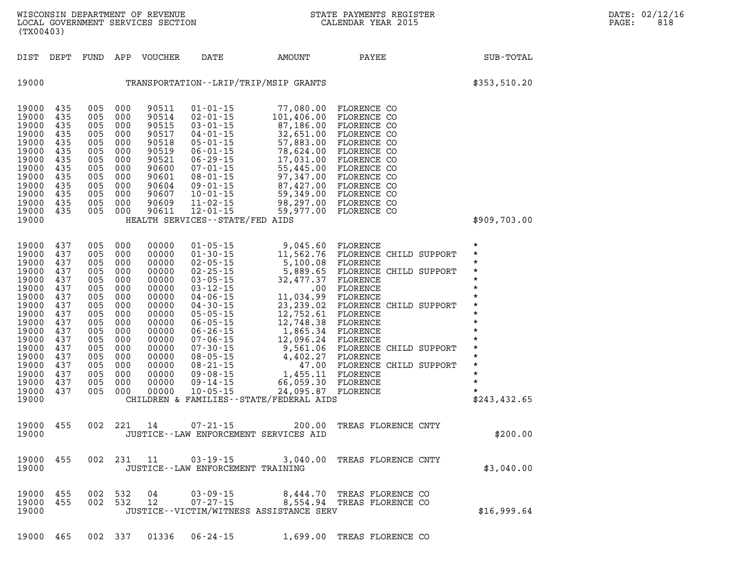WISCONSIN DEPARTMENT OF REVENUE
LOCAL GOVERNMENT SERVICES SECTION
(TX00403)

STATE PAYMENTS REGISTER
CALENDAR YEAR 2015

DATE: 02/12/16
PAGE: 818

| DIST | DEPT | FUND | APP | VOUCHER | DATE | AMOUNT | PAYEE | SUB-TOTAL |
|---|---|---|---|---|---|---|---|---|
| 19000 | | | | | TRANSPORTATION--LRIP/TRIP/MSIP GRANTS | | | $353,510.20 |
| 19000 | 435 | 005 | 000 | 90511 | 01-01-15 | 77,080.00 | FLORENCE CO | |
| 19000 | 435 | 005 | 000 | 90514 | 02-01-15 | 101,406.00 | FLORENCE CO | |
| 19000 | 435 | 005 | 000 | 90515 | 03-01-15 | 87,186.00 | FLORENCE CO | |
| 19000 | 435 | 005 | 000 | 90517 | 04-01-15 | 32,651.00 | FLORENCE CO | |
| 19000 | 435 | 005 | 000 | 90518 | 05-01-15 | 57,883.00 | FLORENCE CO | |
| 19000 | 435 | 005 | 000 | 90519 | 06-01-15 | 78,624.00 | FLORENCE CO | |
| 19000 | 435 | 005 | 000 | 90521 | 06-29-15 | 17,031.00 | FLORENCE CO | |
| 19000 | 435 | 005 | 000 | 90600 | 07-01-15 | 55,445.00 | FLORENCE CO | |
| 19000 | 435 | 005 | 000 | 90601 | 08-01-15 | 97,347.00 | FLORENCE CO | |
| 19000 | 435 | 005 | 000 | 90604 | 09-01-15 | 87,427.00 | FLORENCE CO | |
| 19000 | 435 | 005 | 000 | 90607 | 10-01-15 | 59,349.00 | FLORENCE CO | |
| 19000 | 435 | 005 | 000 | 90609 | 11-02-15 | 98,297.00 | FLORENCE CO | |
| 19000 | 435 | 005 | 000 | 90611 | 12-01-15 | 59,977.00 | FLORENCE CO | |
| 19000 | | | | | HEALTH SERVICES--STATE/FED AIDS | | | $909,703.00 |
| 19000 | 437 | 005 | 000 | 00000 | 01-05-15 | 9,045.60 | FLORENCE | * |
| 19000 | 437 | 005 | 000 | 00000 | 01-30-15 | 11,562.76 | FLORENCE CHILD SUPPORT | * |
| 19000 | 437 | 005 | 000 | 00000 | 02-05-15 | 5,100.08 | FLORENCE | * |
| 19000 | 437 | 005 | 000 | 00000 | 02-25-15 | 5,889.65 | FLORENCE CHILD SUPPORT | * |
| 19000 | 437 | 005 | 000 | 00000 | 03-05-15 | 32,477.37 | FLORENCE | * |
| 19000 | 437 | 005 | 000 | 00000 | 03-12-15 | .00 | FLORENCE | * |
| 19000 | 437 | 005 | 000 | 00000 | 04-06-15 | 11,034.99 | FLORENCE | * |
| 19000 | 437 | 005 | 000 | 00000 | 04-30-15 | 23,239.02 | FLORENCE CHILD SUPPORT | * |
| 19000 | 437 | 005 | 000 | 00000 | 05-05-15 | 12,752.61 | FLORENCE | * |
| 19000 | 437 | 005 | 000 | 00000 | 06-05-15 | 12,748.38 | FLORENCE | * |
| 19000 | 437 | 005 | 000 | 00000 | 06-26-15 | 1,865.34 | FLORENCE | * |
| 19000 | 437 | 005 | 000 | 00000 | 07-06-15 | 12,096.24 | FLORENCE | * |
| 19000 | 437 | 005 | 000 | 00000 | 07-30-15 | 9,561.06 | FLORENCE CHILD SUPPORT | * |
| 19000 | 437 | 005 | 000 | 00000 | 08-05-15 | 4,402.27 | FLORENCE | * |
| 19000 | 437 | 005 | 000 | 00000 | 08-21-15 | 47.00 | FLORENCE CHILD SUPPORT | * |
| 19000 | 437 | 005 | 000 | 00000 | 09-08-15 | 1,455.11 | FLORENCE | * |
| 19000 | 437 | 005 | 000 | 00000 | 09-14-15 | 66,059.30 | FLORENCE | * |
| 19000 | 437 | 005 | 000 | 00000 | 10-05-15 | 24,095.87 | FLORENCE | * |
| 19000 | | | | | CHILDREN & FAMILIES--STATE/FEDERAL AIDS | | | $243,432.65 |
| 19000 | 455 | 002 | 221 | 14 | 07-21-15 | 200.00 | TREAS FLORENCE CNTY | |
| 19000 | | | | | JUSTICE--LAW ENFORCEMENT SERVICES AID | | | $200.00 |
| 19000 | 455 | 002 | 231 | 11 | 03-19-15 | 3,040.00 | TREAS FLORENCE CNTY | |
| 19000 | | | | | JUSTICE--LAW ENFORCEMENT TRAINING | | | $3,040.00 |
| 19000 | 455 | 002 | 532 | 04 | 03-09-15 | 8,444.70 | TREAS FLORENCE CO | |
| 19000 | 455 | 002 | 532 | 12 | 07-27-15 | 8,554.94 | TREAS FLORENCE CO | |
| 19000 | | | | | JUSTICE--VICTIM/WITNESS ASSISTANCE SERV | | | $16,999.64 |
| 19000 | 465 | 002 | 337 | 01336 | 06-24-15 | 1,699.00 | TREAS FLORENCE CO | |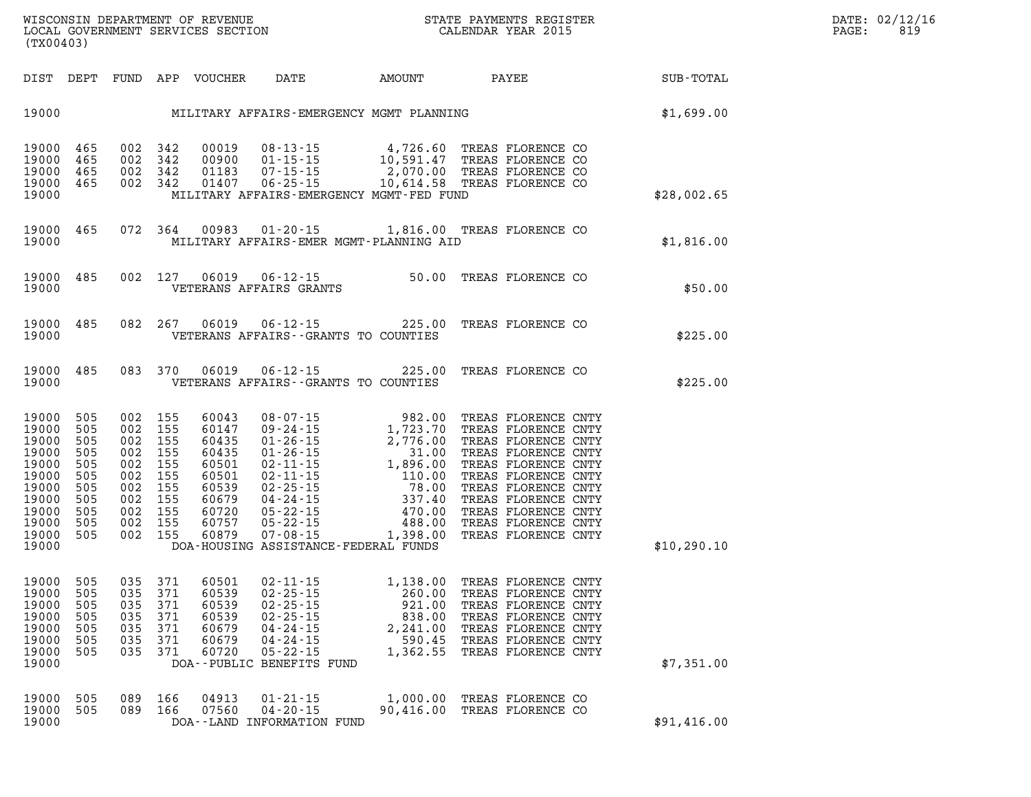WISCONSIN DEPARTMENT OF REVENUE
LOCAL GOVERNMENT SERVICES SECTION
(TX00403)

STATE PAYMENTS REGISTER
CALENDAR YEAR 2015

DATE: 02/12/16
PAGE: 819

| DIST | DEPT | FUND | APP | VOUCHER | DATE | AMOUNT | PAYEE | SUB-TOTAL |
|---|---|---|---|---|---|---|---|---|
| 19000 | | | | MILITARY AFFAIRS-EMERGENCY MGMT PLANNING | | | | $1,699.00 |
| 19000 | 465 | 002 | 342 | 00019 | 08-13-15 | 4,726.60 | TREAS FLORENCE CO | |
| 19000 | 465 | 002 | 342 | 00900 | 01-15-15 | 10,591.47 | TREAS FLORENCE CO | |
| 19000 | 465 | 002 | 342 | 01183 | 07-15-15 | 2,070.00 | TREAS FLORENCE CO | |
| 19000 | 465 | 002 | 342 | 01407 | 06-25-15 | 10,614.58 | TREAS FLORENCE CO | |
| 19000 | | | | MILITARY AFFAIRS-EMERGENCY MGMT-FED FUND | | | | $28,002.65 |
| 19000 | 465 | 072 | 364 | 00983 | 01-20-15 | 1,816.00 | TREAS FLORENCE CO | |
| 19000 | | | | MILITARY AFFAIRS-EMER MGMT-PLANNING AID | | | | $1,816.00 |
| 19000 | 485 | 002 | 127 | 06019 | 06-12-15 | 50.00 | TREAS FLORENCE CO | |
| 19000 | | | | VETERANS AFFAIRS GRANTS | | | | $50.00 |
| 19000 | 485 | 082 | 267 | 06019 | 06-12-15 | 225.00 | TREAS FLORENCE CO | |
| 19000 | | | | VETERANS AFFAIRS--GRANTS TO COUNTIES | | | | $225.00 |
| 19000 | 485 | 083 | 370 | 06019 | 06-12-15 | 225.00 | TREAS FLORENCE CO | |
| 19000 | | | | VETERANS AFFAIRS--GRANTS TO COUNTIES | | | | $225.00 |
| 19000 | 505 | 002 | 155 | 60043 | 08-07-15 | 982.00 | TREAS FLORENCE CNTY | |
| 19000 | 505 | 002 | 155 | 60147 | 09-24-15 | 1,723.70 | TREAS FLORENCE CNTY | |
| 19000 | 505 | 002 | 155 | 60435 | 01-26-15 | 2,776.00 | TREAS FLORENCE CNTY | |
| 19000 | 505 | 002 | 155 | 60435 | 01-26-15 | 31.00 | TREAS FLORENCE CNTY | |
| 19000 | 505 | 002 | 155 | 60501 | 02-11-15 | 1,896.00 | TREAS FLORENCE CNTY | |
| 19000 | 505 | 002 | 155 | 60501 | 02-11-15 | 110.00 | TREAS FLORENCE CNTY | |
| 19000 | 505 | 002 | 155 | 60539 | 02-25-15 | 78.00 | TREAS FLORENCE CNTY | |
| 19000 | 505 | 002 | 155 | 60679 | 04-24-15 | 337.40 | TREAS FLORENCE CNTY | |
| 19000 | 505 | 002 | 155 | 60720 | 05-22-15 | 470.00 | TREAS FLORENCE CNTY | |
| 19000 | 505 | 002 | 155 | 60757 | 05-22-15 | 488.00 | TREAS FLORENCE CNTY | |
| 19000 | 505 | 002 | 155 | 60879 | 07-08-15 | 1,398.00 | TREAS FLORENCE CNTY | |
| 19000 | | | | DOA-HOUSING ASSISTANCE-FEDERAL FUNDS | | | | $10,290.10 |
| 19000 | 505 | 035 | 371 | 60501 | 02-11-15 | 1,138.00 | TREAS FLORENCE CNTY | |
| 19000 | 505 | 035 | 371 | 60539 | 02-25-15 | 260.00 | TREAS FLORENCE CNTY | |
| 19000 | 505 | 035 | 371 | 60539 | 02-25-15 | 921.00 | TREAS FLORENCE CNTY | |
| 19000 | 505 | 035 | 371 | 60539 | 02-25-15 | 838.00 | TREAS FLORENCE CNTY | |
| 19000 | 505 | 035 | 371 | 60679 | 04-24-15 | 2,241.00 | TREAS FLORENCE CNTY | |
| 19000 | 505 | 035 | 371 | 60679 | 04-24-15 | 590.45 | TREAS FLORENCE CNTY | |
| 19000 | 505 | 035 | 371 | 60720 | 05-22-15 | 1,362.55 | TREAS FLORENCE CNTY | |
| 19000 | | | | DOA--PUBLIC BENEFITS FUND | | | | $7,351.00 |
| 19000 | 505 | 089 | 166 | 04913 | 01-21-15 | 1,000.00 | TREAS FLORENCE CO | |
| 19000 | 505 | 089 | 166 | 07560 | 04-20-15 | 90,416.00 | TREAS FLORENCE CO | |
| 19000 | | | | DOA--LAND INFORMATION FUND | | | | $91,416.00 |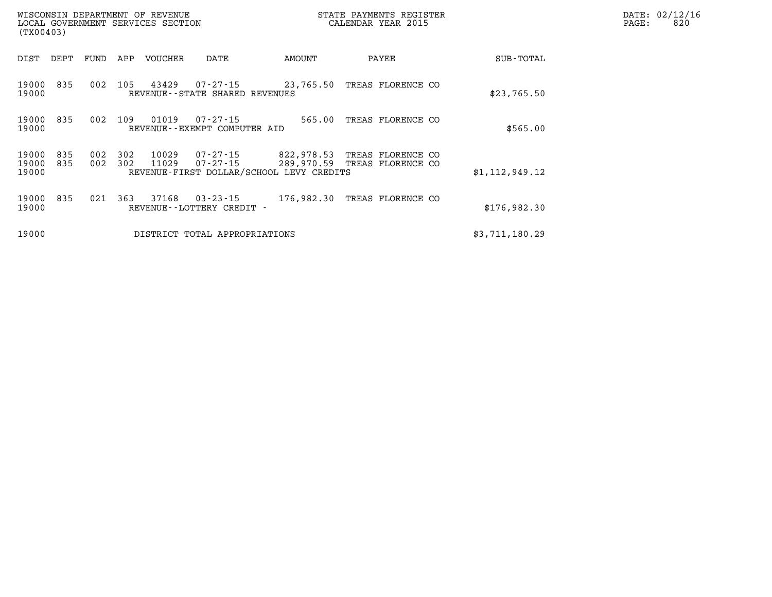WISCONSIN DEPARTMENT OF REVENUE
LOCAL GOVERNMENT SERVICES SECTION
(TX00403)

STATE PAYMENTS REGISTER
CALENDAR YEAR 2015

DATE: 02/12/16
PAGE: 820

| DIST | DEPT | FUND | APP | VOUCHER | DATE | AMOUNT | PAYEE | SUB-TOTAL |
|---|---|---|---|---|---|---|---|---|
| 19000 | 835 | 002 | 105 | 43429 | 07-27-15 | 23,765.50 | TREAS FLORENCE CO | |
| 19000 | | | | REVENUE--STATE SHARED REVENUES | | | | $23,765.50 |
| 19000 | 835 | 002 | 109 | 01019 | 07-27-15 | 565.00 | TREAS FLORENCE CO | |
| 19000 | | | | REVENUE--EXEMPT COMPUTER AID | | | | $565.00 |
| 19000 | 835 | 002 | 302 | 10029 | 07-27-15 | 822,978.53 | TREAS FLORENCE CO | |
| 19000 | 835 | 002 | 302 | 11029 | 07-27-15 | 289,970.59 | TREAS FLORENCE CO | |
| 19000 | | | | REVENUE-FIRST DOLLAR/SCHOOL LEVY CREDITS | | | | $1,112,949.12 |
| 19000 | 835 | 021 | 363 | 37168 | 03-23-15 | 176,982.30 | TREAS FLORENCE CO | |
| 19000 | | | | REVENUE--LOTTERY CREDIT - | | | | $176,982.30 |
| 19000 | | | | DISTRICT TOTAL APPROPRIATIONS | | | | $3,711,180.29 |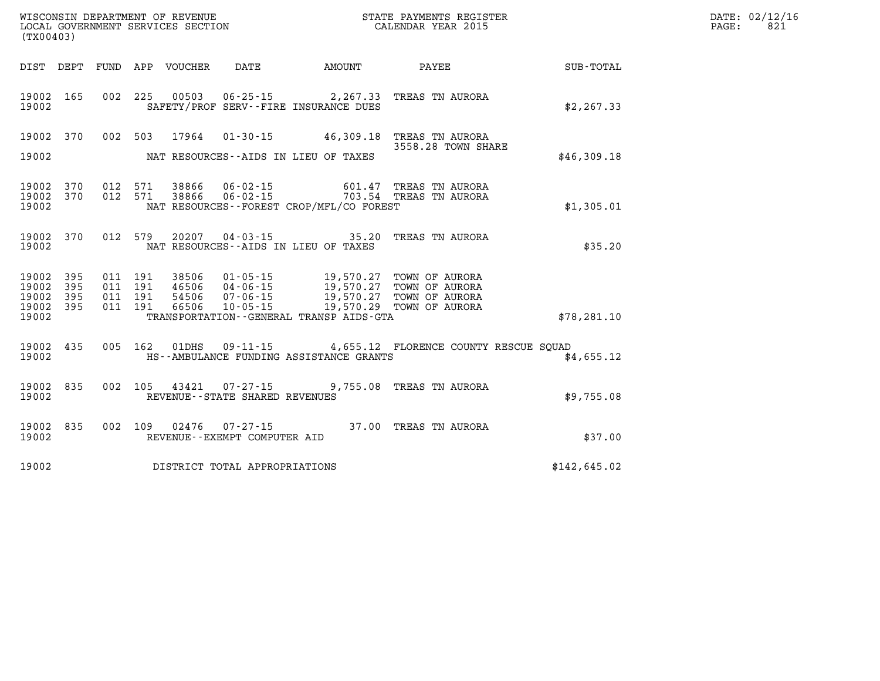WISCONSIN DEPARTMENT OF REVENUE
LOCAL GOVERNMENT SERVICES SECTION
(TX00403)

STATE PAYMENTS REGISTER
CALENDAR YEAR 2015

DATE: 02/12/16
PAGE: 821

| DIST | DEPT | FUND | APP | VOUCHER | DATE | AMOUNT | PAYEE | SUB-TOTAL |
|---|---|---|---|---|---|---|---|---|
| 19002 | 165 | 002 | 225 | 00503 | 06-25-15 | 2,267.33 | TREAS TN AURORA | |
| 19002 | | | | | SAFETY/PROF SERV--FIRE INSURANCE DUES | | | $2,267.33 |
| 19002 | 370 | 002 | 503 | 17964 | 01-30-15 | 46,309.18 | TREAS TN AURORA 3558.28 TOWN SHARE | |
| 19002 | | | | | NAT RESOURCES--AIDS IN LIEU OF TAXES | | | $46,309.18 |
| 19002 | 370 | 012 | 571 | 38866 | 06-02-15 | 601.47 | TREAS TN AURORA | |
| 19002 | 370 | 012 | 571 | 38866 | 06-02-15 | 703.54 | TREAS TN AURORA | |
| 19002 | | | | | NAT RESOURCES--FOREST CROP/MFL/CO FOREST | | | $1,305.01 |
| 19002 | 370 | 012 | 579 | 20207 | 04-03-15 | 35.20 | TREAS TN AURORA | |
| 19002 | | | | | NAT RESOURCES--AIDS IN LIEU OF TAXES | | | $35.20 |
| 19002 | 395 | 011 | 191 | 38506 | 01-05-15 | 19,570.27 | TOWN OF AURORA | |
| 19002 | 395 | 011 | 191 | 46506 | 04-06-15 | 19,570.27 | TOWN OF AURORA | |
| 19002 | 395 | 011 | 191 | 54506 | 07-06-15 | 19,570.27 | TOWN OF AURORA | |
| 19002 | 395 | 011 | 191 | 66506 | 10-05-15 | 19,570.29 | TOWN OF AURORA | |
| 19002 | | | | | TRANSPORTATION--GENERAL TRANSP AIDS-GTA | | | $78,281.10 |
| 19002 | 435 | 005 | 162 | 01DHS | 09-11-15 | 4,655.12 | FLORENCE COUNTY RESCUE SQUAD | |
| 19002 | | | | | HS--AMBULANCE FUNDING ASSISTANCE GRANTS | | | $4,655.12 |
| 19002 | 835 | 002 | 105 | 43421 | 07-27-15 | 9,755.08 | TREAS TN AURORA | |
| 19002 | | | | | REVENUE--STATE SHARED REVENUES | | | $9,755.08 |
| 19002 | 835 | 002 | 109 | 02476 | 07-27-15 | 37.00 | TREAS TN AURORA | |
| 19002 | | | | | REVENUE--EXEMPT COMPUTER AID | | | $37.00 |
| 19002 | | | | | DISTRICT TOTAL APPROPRIATIONS | | | $142,645.02 |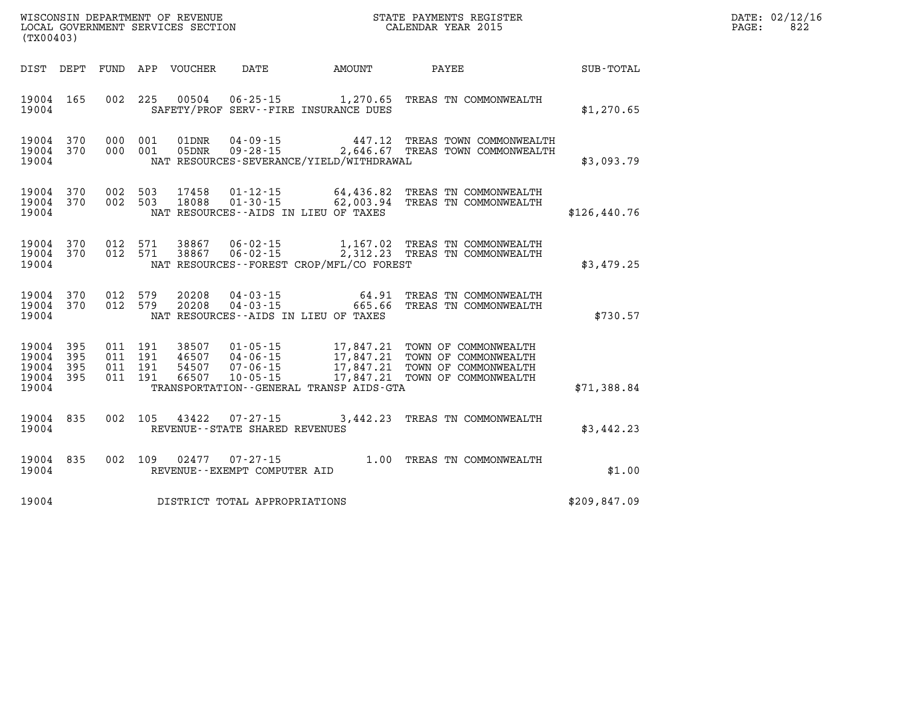WISCONSIN DEPARTMENT OF REVENUE
LOCAL GOVERNMENT SERVICES SECTION
(TX00403)

STATE PAYMENTS REGISTER
CALENDAR YEAR 2015

DATE: 02/12/16
PAGE: 822

| DIST | DEPT | FUND | APP | VOUCHER | DATE | AMOUNT | PAYEE | SUB-TOTAL |
|---|---|---|---|---|---|---|---|---|
| 19004 | 165 | 002 | 225 | 00504 | 06-25-15 | 1,270.65 | TREAS TN COMMONWEALTH | |
| 19004 | | | | SAFETY/PROF SERV--FIRE INSURANCE DUES | | | | $1,270.65 |
| 19004 | 370 | 000 | 001 | 01DNR | 04-09-15 | 447.12 | TREAS TOWN COMMONWEALTH | |
| 19004 | 370 | 000 | 001 | 05DNR | 09-28-15 | 2,646.67 | TREAS TOWN COMMONWEALTH | |
| 19004 | | | | NAT RESOURCES-SEVERANCE/YIELD/WITHDRAWAL | | | | $3,093.79 |
| 19004 | 370 | 002 | 503 | 17458 | 01-12-15 | 64,436.82 | TREAS TN COMMONWEALTH | |
| 19004 | 370 | 002 | 503 | 18088 | 01-30-15 | 62,003.94 | TREAS TN COMMONWEALTH | |
| 19004 | | | | NAT RESOURCES--AIDS IN LIEU OF TAXES | | | | $126,440.76 |
| 19004 | 370 | 012 | 571 | 38867 | 06-02-15 | 1,167.02 | TREAS TN COMMONWEALTH | |
| 19004 | 370 | 012 | 571 | 38867 | 06-02-15 | 2,312.23 | TREAS TN COMMONWEALTH | |
| 19004 | | | | NAT RESOURCES--FOREST CROP/MFL/CO FOREST | | | | $3,479.25 |
| 19004 | 370 | 012 | 579 | 20208 | 04-03-15 | 64.91 | TREAS TN COMMONWEALTH | |
| 19004 | 370 | 012 | 579 | 20208 | 04-03-15 | 665.66 | TREAS TN COMMONWEALTH | |
| 19004 | | | | NAT RESOURCES--AIDS IN LIEU OF TAXES | | | | $730.57 |
| 19004 | 395 | 011 | 191 | 38507 | 01-05-15 | 17,847.21 | TOWN OF COMMONWEALTH | |
| 19004 | 395 | 011 | 191 | 46507 | 04-06-15 | 17,847.21 | TOWN OF COMMONWEALTH | |
| 19004 | 395 | 011 | 191 | 54507 | 07-06-15 | 17,847.21 | TOWN OF COMMONWEALTH | |
| 19004 | 395 | 011 | 191 | 66507 | 10-05-15 | 17,847.21 | TOWN OF COMMONWEALTH | |
| 19004 | | | | TRANSPORTATION--GENERAL TRANSP AIDS-GTA | | | | $71,388.84 |
| 19004 | 835 | 002 | 105 | 43422 | 07-27-15 | 3,442.23 | TREAS TN COMMONWEALTH | |
| 19004 | | | | REVENUE--STATE SHARED REVENUES | | | | $3,442.23 |
| 19004 | 835 | 002 | 109 | 02477 | 07-27-15 | 1.00 | TREAS TN COMMONWEALTH | |
| 19004 | | | | REVENUE--EXEMPT COMPUTER AID | | | | $1.00 |
| 19004 | | | | DISTRICT TOTAL APPROPRIATIONS | | | | $209,847.09 |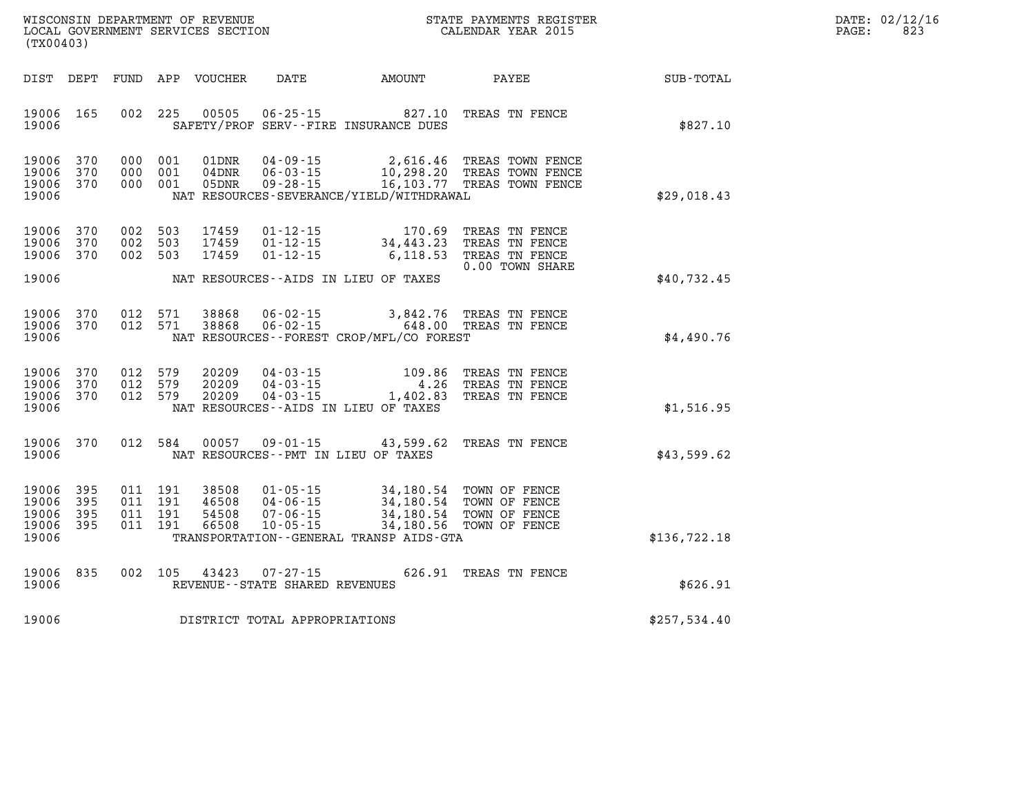WISCONSIN DEPARTMENT OF REVENUE
LOCAL GOVERNMENT SERVICES SECTION
(TX00403)

STATE PAYMENTS REGISTER
CALENDAR YEAR 2015

DATE: 02/12/16
PAGE: 823

| DIST | DEPT | FUND | APP | VOUCHER | DATE | AMOUNT | PAYEE | SUB-TOTAL |
|---|---|---|---|---|---|---|---|---|
| 19006 | 165 | 002 | 225 | 00505 | 06-25-15 | 827.10 | TREAS TN FENCE | |
| 19006 | | | | | SAFETY/PROF SERV--FIRE INSURANCE DUES | | | $827.10 |
| 19006 | 370 | 000 | 001 | 01DNR | 04-09-15 | 2,616.46 | TREAS TOWN FENCE | |
| 19006 | 370 | 000 | 001 | 04DNR | 06-03-15 | 10,298.20 | TREAS TOWN FENCE | |
| 19006 | 370 | 000 | 001 | 05DNR | 09-28-15 | 16,103.77 | TREAS TOWN FENCE | |
| 19006 | | | | | NAT RESOURCES-SEVERANCE/YIELD/WITHDRAWAL | | | $29,018.43 |
| 19006 | 370 | 002 | 503 | 17459 | 01-12-15 | 170.69 | TREAS TN FENCE | |
| 19006 | 370 | 002 | 503 | 17459 | 01-12-15 | 34,443.23 | TREAS TN FENCE | |
| 19006 | 370 | 002 | 503 | 17459 | 01-12-15 | 6,118.53 | TREAS TN FENCE | |
| | | | | | | | 0.00 TOWN SHARE | |
| 19006 | | | | | NAT RESOURCES--AIDS IN LIEU OF TAXES | | | $40,732.45 |
| 19006 | 370 | 012 | 571 | 38868 | 06-02-15 | 3,842.76 | TREAS TN FENCE | |
| 19006 | 370 | 012 | 571 | 38868 | 06-02-15 | 648.00 | TREAS TN FENCE | |
| 19006 | | | | | NAT RESOURCES--FOREST CROP/MFL/CO FOREST | | | $4,490.76 |
| 19006 | 370 | 012 | 579 | 20209 | 04-03-15 | 109.86 | TREAS TN FENCE | |
| 19006 | 370 | 012 | 579 | 20209 | 04-03-15 | 4.26 | TREAS TN FENCE | |
| 19006 | 370 | 012 | 579 | 20209 | 04-03-15 | 1,402.83 | TREAS TN FENCE | |
| 19006 | | | | | NAT RESOURCES--AIDS IN LIEU OF TAXES | | | $1,516.95 |
| 19006 | 370 | 012 | 584 | 00057 | 09-01-15 | 43,599.62 | TREAS TN FENCE | |
| 19006 | | | | | NAT RESOURCES--PMT IN LIEU OF TAXES | | | $43,599.62 |
| 19006 | 395 | 011 | 191 | 38508 | 01-05-15 | 34,180.54 | TOWN OF FENCE | |
| 19006 | 395 | 011 | 191 | 46508 | 04-06-15 | 34,180.54 | TOWN OF FENCE | |
| 19006 | 395 | 011 | 191 | 54508 | 07-06-15 | 34,180.54 | TOWN OF FENCE | |
| 19006 | 395 | 011 | 191 | 66508 | 10-05-15 | 34,180.56 | TOWN OF FENCE | |
| 19006 | | | | | TRANSPORTATION--GENERAL TRANSP AIDS-GTA | | | $136,722.18 |
| 19006 | 835 | 002 | 105 | 43423 | 07-27-15 | 626.91 | TREAS TN FENCE | |
| 19006 | | | | | REVENUE--STATE SHARED REVENUES | | | $626.91 |
| 19006 | | | | | DISTRICT TOTAL APPROPRIATIONS | | | $257,534.40 |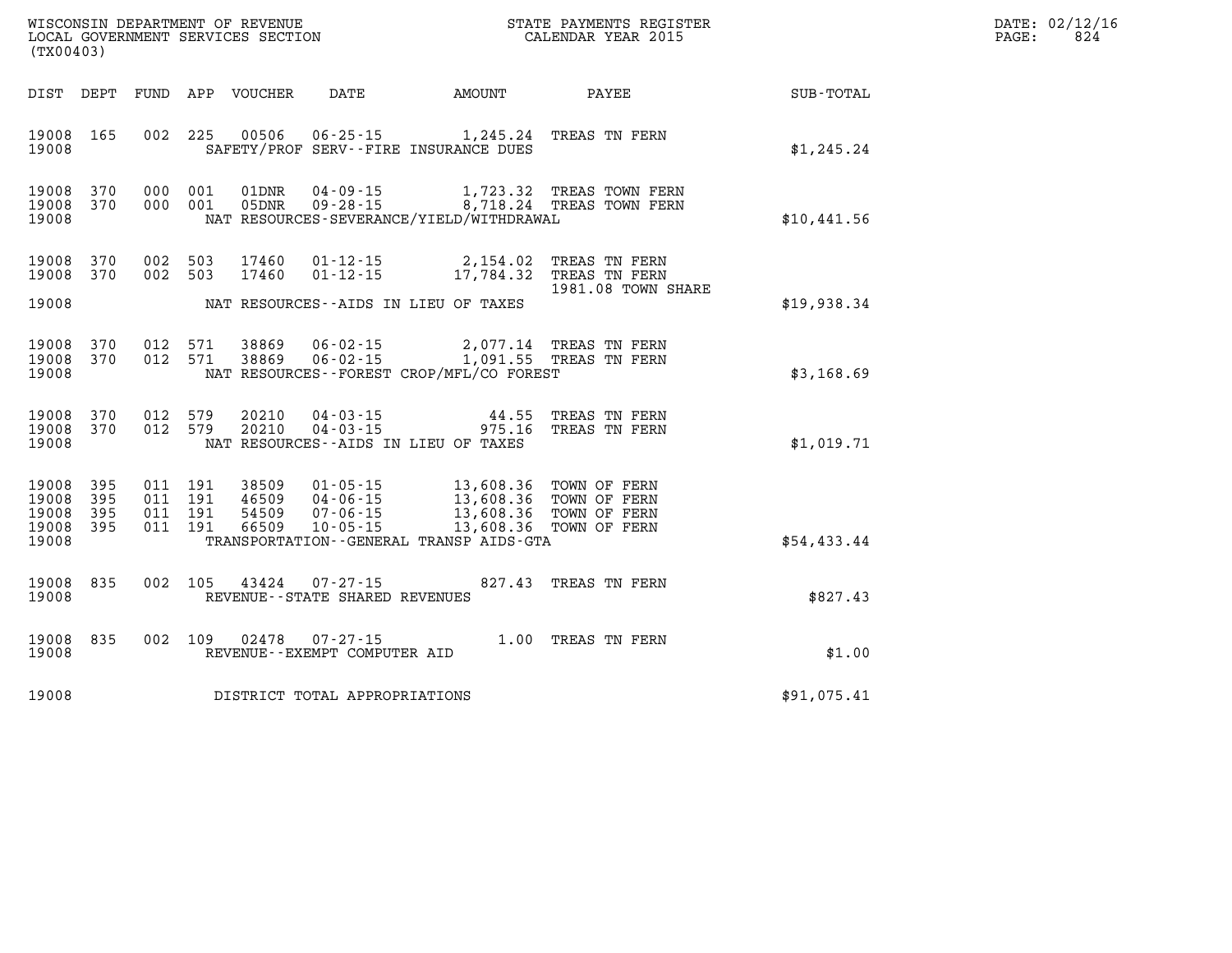WISCONSIN DEPARTMENT OF REVENUE
LOCAL GOVERNMENT SERVICES SECTION
(TX00403)

STATE PAYMENTS REGISTER
CALENDAR YEAR 2015

DATE: 02/12/16
PAGE: 824

| DIST | DEPT | FUND | APP | VOUCHER | DATE | AMOUNT | PAYEE | SUB-TOTAL |
|---|---|---|---|---|---|---|---|---|
| 19008 | 165 | 002 | 225 | 00506 | 06-25-15 | 1,245.24 | TREAS TN FERN | |
| 19008 | | | | | SAFETY/PROF SERV--FIRE INSURANCE DUES | | | $1,245.24 |
| 19008 | 370 | 000 | 001 | 01DNR | 04-09-15 | 1,723.32 | TREAS TOWN FERN | |
| 19008 | 370 | 000 | 001 | 05DNR | 09-28-15 | 8,718.24 | TREAS TOWN FERN | |
| 19008 | | | | | NAT RESOURCES-SEVERANCE/YIELD/WITHDRAWAL | | | $10,441.56 |
| 19008 | 370 | 002 | 503 | 17460 | 01-12-15 | 2,154.02 | TREAS TN FERN | |
| 19008 | 370 | 002 | 503 | 17460 | 01-12-15 | 17,784.32 | TREAS TN FERN 1981.08 TOWN SHARE | |
| 19008 | | | | | NAT RESOURCES--AIDS IN LIEU OF TAXES | | | $19,938.34 |
| 19008 | 370 | 012 | 571 | 38869 | 06-02-15 | 2,077.14 | TREAS TN FERN | |
| 19008 | 370 | 012 | 571 | 38869 | 06-02-15 | 1,091.55 | TREAS TN FERN | |
| 19008 | | | | | NAT RESOURCES--FOREST CROP/MFL/CO FOREST | | | $3,168.69 |
| 19008 | 370 | 012 | 579 | 20210 | 04-03-15 | 44.55 | TREAS TN FERN | |
| 19008 | 370 | 012 | 579 | 20210 | 04-03-15 | 975.16 | TREAS TN FERN | |
| 19008 | | | | | NAT RESOURCES--AIDS IN LIEU OF TAXES | | | $1,019.71 |
| 19008 | 395 | 011 | 191 | 38509 | 01-05-15 | 13,608.36 | TOWN OF FERN | |
| 19008 | 395 | 011 | 191 | 46509 | 04-06-15 | 13,608.36 | TOWN OF FERN | |
| 19008 | 395 | 011 | 191 | 54509 | 07-06-15 | 13,608.36 | TOWN OF FERN | |
| 19008 | 395 | 011 | 191 | 66509 | 10-05-15 | 13,608.36 | TOWN OF FERN | |
| 19008 | | | | | TRANSPORTATION--GENERAL TRANSP AIDS-GTA | | | $54,433.44 |
| 19008 | 835 | 002 | 105 | 43424 | 07-27-15 | 827.43 | TREAS TN FERN | |
| 19008 | | | | | REVENUE--STATE SHARED REVENUES | | | $827.43 |
| 19008 | 835 | 002 | 109 | 02478 | 07-27-15 | 1.00 | TREAS TN FERN | |
| 19008 | | | | | REVENUE--EXEMPT COMPUTER AID | | | $1.00 |
| 19008 | | | | | DISTRICT TOTAL APPROPRIATIONS | | | $91,075.41 |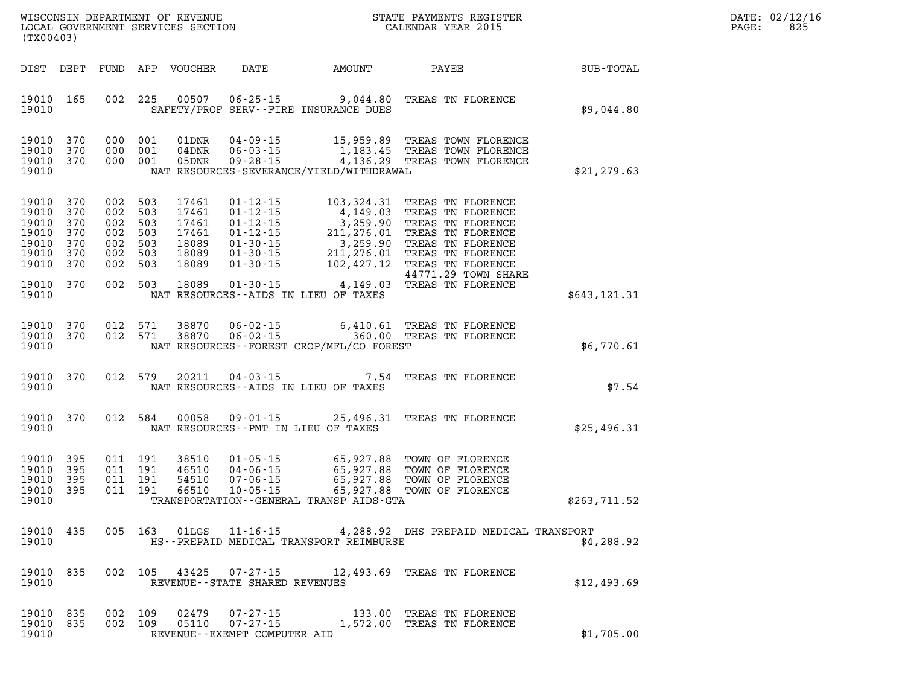WISCONSIN DEPARTMENT OF REVENUE
LOCAL GOVERNMENT SERVICES SECTION
(TX00403)

STATE PAYMENTS REGISTER
CALENDAR YEAR 2015

DATE: 02/12/16
PAGE: 825

| DIST | DEPT | FUND | APP | VOUCHER | DATE | AMOUNT | PAYEE | SUB-TOTAL |
|---|---|---|---|---|---|---|---|---|
| 19010 | 165 | 002 | 225 | 00507 | 06-25-15 | 9,044.80 | TREAS TN FLORENCE | |
| 19010 | | | | | SAFETY/PROF SERV--FIRE INSURANCE DUES | | | $9,044.80 |
| 19010 | 370 | 000 | 001 | 01DNR | 04-09-15 | 15,959.89 | TREAS TOWN FLORENCE | |
| 19010 | 370 | 000 | 001 | 04DNR | 06-03-15 | 1,183.45 | TREAS TOWN FLORENCE | |
| 19010 | 370 | 000 | 001 | 05DNR | 09-28-15 | 4,136.29 | TREAS TOWN FLORENCE | |
| 19010 | | | | | NAT RESOURCES-SEVERANCE/YIELD/WITHDRAWAL | | | $21,279.63 |
| 19010 | 370 | 002 | 503 | 17461 | 01-12-15 | 103,324.31 | TREAS TN FLORENCE | |
| 19010 | 370 | 002 | 503 | 17461 | 01-12-15 | 4,149.03 | TREAS TN FLORENCE | |
| 19010 | 370 | 002 | 503 | 17461 | 01-12-15 | 3,259.90 | TREAS TN FLORENCE | |
| 19010 | 370 | 002 | 503 | 17461 | 01-12-15 | 211,276.01 | TREAS TN FLORENCE | |
| 19010 | 370 | 002 | 503 | 18089 | 01-30-15 | 3,259.90 | TREAS TN FLORENCE | |
| 19010 | 370 | 002 | 503 | 18089 | 01-30-15 | 211,276.01 | TREAS TN FLORENCE | |
| 19010 | 370 | 002 | 503 | 18089 | 01-30-15 | 102,427.12 | TREAS TN FLORENCE 44771.29 TOWN SHARE | |
| 19010 | 370 | 002 | 503 | 18089 | 01-30-15 | 4,149.03 | TREAS TN FLORENCE | |
| 19010 | | | | | NAT RESOURCES--AIDS IN LIEU OF TAXES | | | $643,121.31 |
| 19010 | 370 | 012 | 571 | 38870 | 06-02-15 | 6,410.61 | TREAS TN FLORENCE | |
| 19010 | 370 | 012 | 571 | 38870 | 06-02-15 | 360.00 | TREAS TN FLORENCE | |
| 19010 | | | | | NAT RESOURCES--FOREST CROP/MFL/CO FOREST | | | $6,770.61 |
| 19010 | 370 | 012 | 579 | 20211 | 04-03-15 | 7.54 | TREAS TN FLORENCE | |
| 19010 | | | | | NAT RESOURCES--AIDS IN LIEU OF TAXES | | | $7.54 |
| 19010 | 370 | 012 | 584 | 00058 | 09-01-15 | 25,496.31 | TREAS TN FLORENCE | |
| 19010 | | | | | NAT RESOURCES--PMT IN LIEU OF TAXES | | | $25,496.31 |
| 19010 | 395 | 011 | 191 | 38510 | 01-05-15 | 65,927.88 | TOWN OF FLORENCE | |
| 19010 | 395 | 011 | 191 | 46510 | 04-06-15 | 65,927.88 | TOWN OF FLORENCE | |
| 19010 | 395 | 011 | 191 | 54510 | 07-06-15 | 65,927.88 | TOWN OF FLORENCE | |
| 19010 | 395 | 011 | 191 | 66510 | 10-05-15 | 65,927.88 | TOWN OF FLORENCE | |
| 19010 | | | | | TRANSPORTATION--GENERAL TRANSP AIDS-GTA | | | $263,711.52 |
| 19010 | 435 | 005 | 163 | 01LGS | 11-16-15 | 4,288.92 | DHS PREPAID MEDICAL TRANSPORT | |
| 19010 | | | | | HS--PREPAID MEDICAL TRANSPORT REIMBURSE | | | $4,288.92 |
| 19010 | 835 | 002 | 105 | 43425 | 07-27-15 | 12,493.69 | TREAS TN FLORENCE | |
| 19010 | | | | | REVENUE--STATE SHARED REVENUES | | | $12,493.69 |
| 19010 | 835 | 002 | 109 | 02479 | 07-27-15 | 133.00 | TREAS TN FLORENCE | |
| 19010 | 835 | 002 | 109 | 05110 | 07-27-15 | 1,572.00 | TREAS TN FLORENCE | |
| 19010 | | | | | REVENUE--EXEMPT COMPUTER AID | | | $1,705.00 |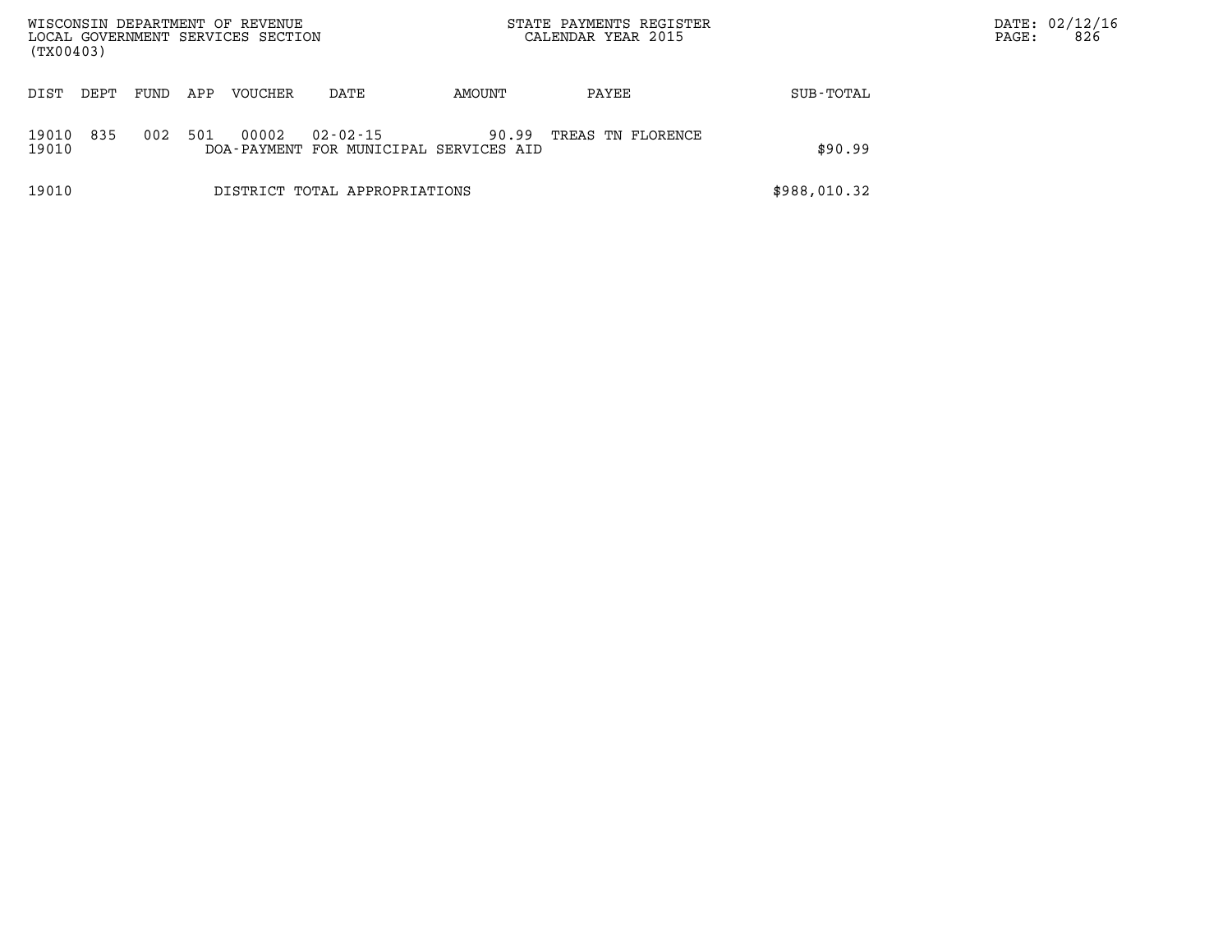| DIST | DEPT | FUND | APP | VOUCHER | DATE | AMOUNT | PAYEE | SUB-TOTAL |
|---|---|---|---|---|---|---|---|---|
| 19010 | 835 | 002 | 501 | 00002 | 02-02-15 | 90.99 | TREAS TN FLORENCE | |
| 19010 | | | | DOA-PAYMENT FOR MUNICIPAL SERVICES AID | | | | $90.99 |
| 19010 | | | | DISTRICT TOTAL APPROPRIATIONS | | | | $988,010.32 |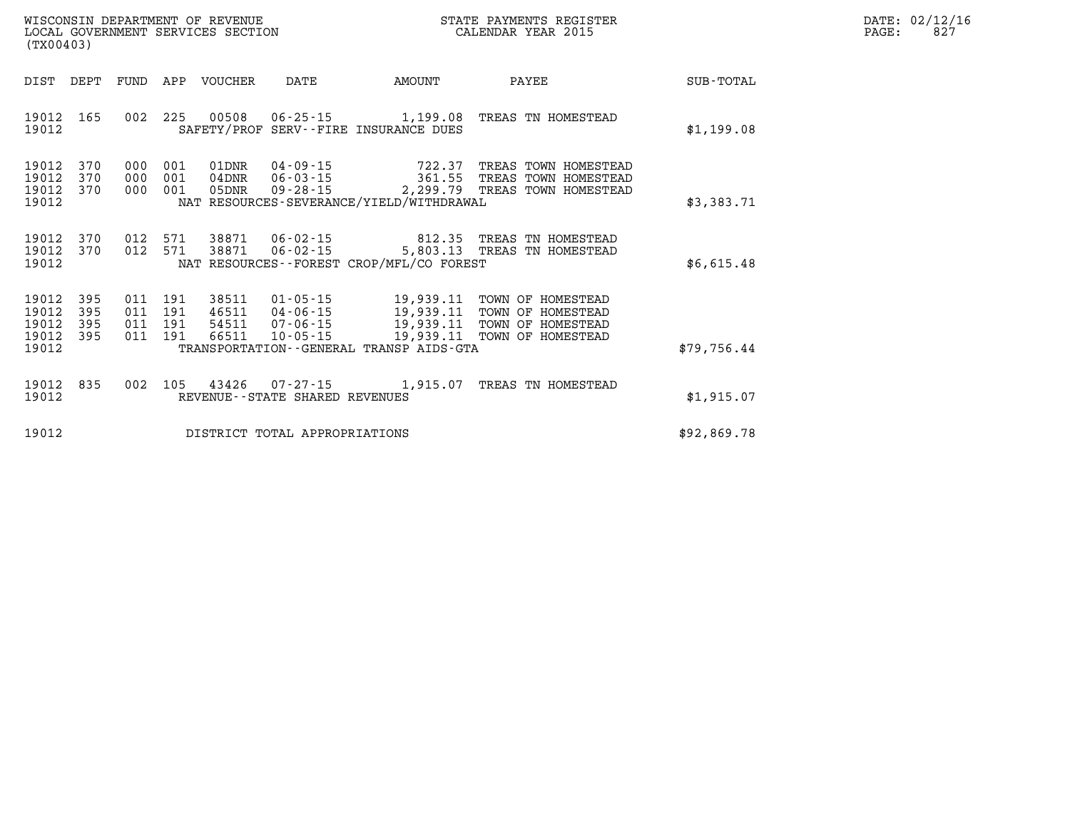WISCONSIN DEPARTMENT OF REVENUE
LOCAL GOVERNMENT SERVICES SECTION
(TX00403)

STATE PAYMENTS REGISTER
CALENDAR YEAR 2015

| DIST | DEPT | FUND | APP | VOUCHER | DATE | AMOUNT | PAYEE | SUB-TOTAL |
|---|---|---|---|---|---|---|---|---|
| 19012 | 165 | 002 | 225 | 00508 | 06-25-15 | 1,199.08 | TREAS TN HOMESTEAD | |
| 19012 | | | | SAFETY/PROF SERV--FIRE INSURANCE DUES | | | | $1,199.08 |
| 19012 | 370 | 000 | 001 | 01DNR | 04-09-15 | 722.37 | TREAS TOWN HOMESTEAD | |
| 19012 | 370 | 000 | 001 | 04DNR | 06-03-15 | 361.55 | TREAS TOWN HOMESTEAD | |
| 19012 | 370 | 000 | 001 | 05DNR | 09-28-15 | 2,299.79 | TREAS TOWN HOMESTEAD | |
| 19012 | | | | NAT RESOURCES-SEVERANCE/YIELD/WITHDRAWAL | | | | $3,383.71 |
| 19012 | 370 | 012 | 571 | 38871 | 06-02-15 | 812.35 | TREAS TN HOMESTEAD | |
| 19012 | 370 | 012 | 571 | 38871 | 06-02-15 | 5,803.13 | TREAS TN HOMESTEAD | |
| 19012 | | | | NAT RESOURCES--FOREST CROP/MFL/CO FOREST | | | | $6,615.48 |
| 19012 | 395 | 011 | 191 | 38511 | 01-05-15 | 19,939.11 | TOWN OF HOMESTEAD | |
| 19012 | 395 | 011 | 191 | 46511 | 04-06-15 | 19,939.11 | TOWN OF HOMESTEAD | |
| 19012 | 395 | 011 | 191 | 54511 | 07-06-15 | 19,939.11 | TOWN OF HOMESTEAD | |
| 19012 | 395 | 011 | 191 | 66511 | 10-05-15 | 19,939.11 | TOWN OF HOMESTEAD | |
| 19012 | | | | TRANSPORTATION--GENERAL TRANSP AIDS-GTA | | | | $79,756.44 |
| 19012 | 835 | 002 | 105 | 43426 | 07-27-15 | 1,915.07 | TREAS TN HOMESTEAD | |
| 19012 | | | | REVENUE--STATE SHARED REVENUES | | | | $1,915.07 |
| 19012 | | | | DISTRICT TOTAL APPROPRIATIONS | | | | $92,869.78 |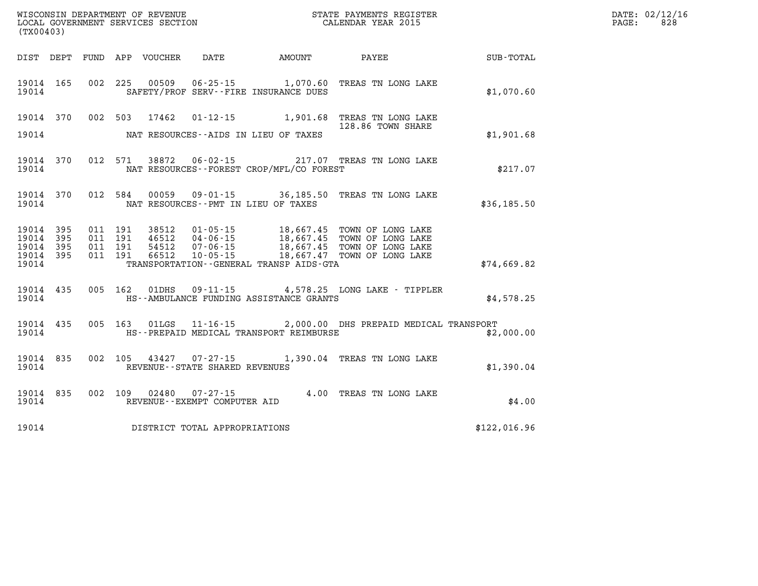WISCONSIN DEPARTMENT OF REVENUE
LOCAL GOVERNMENT SERVICES SECTION
(TX00403)

STATE PAYMENTS REGISTER
CALENDAR YEAR 2015

| DIST | DEPT | FUND | APP | VOUCHER | DATE | AMOUNT | PAYEE | SUB-TOTAL |
|---|---|---|---|---|---|---|---|---|
| 19014 | 165 | 002 | 225 | 00509 | 06-25-15 | 1,070.60 | TREAS TN LONG LAKE | |
| 19014 | | | | SAFETY/PROF SERV--FIRE INSURANCE DUES | | | | $1,070.60 |
| 19014 | 370 | 002 | 503 | 17462 | 01-12-15 | 1,901.68 | TREAS TN LONG LAKE<br>128.86 TOWN SHARE | |
| 19014 | | | | NAT RESOURCES--AIDS IN LIEU OF TAXES | | | | $1,901.68 |
| 19014 | 370 | 012 | 571 | 38872 | 06-02-15 | 217.07 | TREAS TN LONG LAKE | |
| 19014 | | | | NAT RESOURCES--FOREST CROP/MFL/CO FOREST | | | | $217.07 |
| 19014 | 370 | 012 | 584 | 00059 | 09-01-15 | 36,185.50 | TREAS TN LONG LAKE | |
| 19014 | | | | NAT RESOURCES--PMT IN LIEU OF TAXES | | | | $36,185.50 |
| 19014 | 395 | 011 | 191 | 38512 | 01-05-15 | 18,667.45 | TOWN OF LONG LAKE | |
| 19014 | 395 | 011 | 191 | 46512 | 04-06-15 | 18,667.45 | TOWN OF LONG LAKE | |
| 19014 | 395 | 011 | 191 | 54512 | 07-06-15 | 18,667.45 | TOWN OF LONG LAKE | |
| 19014 | 395 | 011 | 191 | 66512 | 10-05-15 | 18,667.47 | TOWN OF LONG LAKE | |
| 19014 | | | | TRANSPORTATION--GENERAL TRANSP AIDS-GTA | | | | $74,669.82 |
| 19014 | 435 | 005 | 162 | 01DHS | 09-11-15 | 4,578.25 | LONG LAKE - TIPPLER | |
| 19014 | | | | HS--AMBULANCE FUNDING ASSISTANCE GRANTS | | | | $4,578.25 |
| 19014 | 435 | 005 | 163 | 01LGS | 11-16-15 | 2,000.00 | DHS PREPAID MEDICAL TRANSPORT | |
| 19014 | | | | HS--PREPAID MEDICAL TRANSPORT REIMBURSE | | | | $2,000.00 |
| 19014 | 835 | 002 | 105 | 43427 | 07-27-15 | 1,390.04 | TREAS TN LONG LAKE | |
| 19014 | | | | REVENUE--STATE SHARED REVENUES | | | | $1,390.04 |
| 19014 | 835 | 002 | 109 | 02480 | 07-27-15 | 4.00 | TREAS TN LONG LAKE | |
| 19014 | | | | REVENUE--EXEMPT COMPUTER AID | | | | $4.00 |
| 19014 | | | | DISTRICT TOTAL APPROPRIATIONS | | | | $122,016.96 |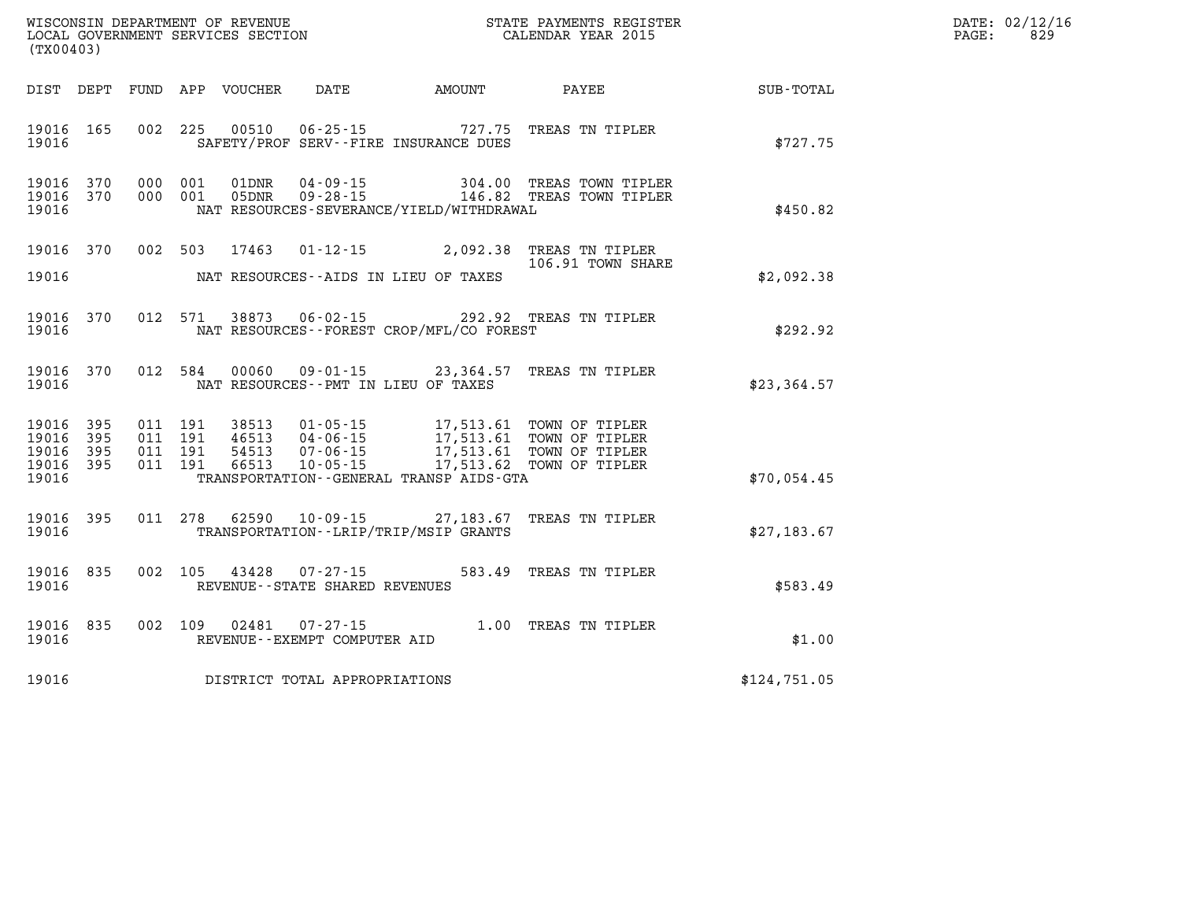WISCONSIN DEPARTMENT OF REVENUE
LOCAL GOVERNMENT SERVICES SECTION
(TX00403)

STATE PAYMENTS REGISTER
CALENDAR YEAR 2015

| DIST | DEPT | FUND | APP | VOUCHER | DATE | AMOUNT | PAYEE | SUB-TOTAL |
|---|---|---|---|---|---|---|---|---|
| 19016 | 165 | 002 | 225 | 00510 | 06-25-15 | 727.75 | TREAS TN TIPLER | |
| 19016 | | | | SAFETY/PROF SERV--FIRE INSURANCE DUES | | | | $727.75 |
| 19016 | 370 | 000 | 001 | 01DNR | 04-09-15 | 304.00 | TREAS TOWN TIPLER | |
| 19016 | 370 | 000 | 001 | 05DNR | 09-28-15 | 146.82 | TREAS TOWN TIPLER | |
| 19016 | | | | NAT RESOURCES-SEVERANCE/YIELD/WITHDRAWAL | | | | $450.82 |
| 19016 | 370 | 002 | 503 | 17463 | 01-12-15 | 2,092.38 | TREAS TN TIPLER 106.91 TOWN SHARE | |
| 19016 | | | | NAT RESOURCES--AIDS IN LIEU OF TAXES | | | | $2,092.38 |
| 19016 | 370 | 012 | 571 | 38873 | 06-02-15 | 292.92 | TREAS TN TIPLER | |
| 19016 | | | | NAT RESOURCES--FOREST CROP/MFL/CO FOREST | | | | $292.92 |
| 19016 | 370 | 012 | 584 | 00060 | 09-01-15 | 23,364.57 | TREAS TN TIPLER | |
| 19016 | | | | NAT RESOURCES--PMT IN LIEU OF TAXES | | | | $23,364.57 |
| 19016 | 395 | 011 | 191 | 38513 | 01-05-15 | 17,513.61 | TOWN OF TIPLER | |
| 19016 | 395 | 011 | 191 | 46513 | 04-06-15 | 17,513.61 | TOWN OF TIPLER | |
| 19016 | 395 | 011 | 191 | 54513 | 07-06-15 | 17,513.61 | TOWN OF TIPLER | |
| 19016 | 395 | 011 | 191 | 66513 | 10-05-15 | 17,513.62 | TOWN OF TIPLER | |
| 19016 | | | | TRANSPORTATION--GENERAL TRANSP AIDS-GTA | | | | $70,054.45 |
| 19016 | 395 | 011 | 278 | 62590 | 10-09-15 | 27,183.67 | TREAS TN TIPLER | |
| 19016 | | | | TRANSPORTATION--LRIP/TRIP/MSIP GRANTS | | | | $27,183.67 |
| 19016 | 835 | 002 | 105 | 43428 | 07-27-15 | 583.49 | TREAS TN TIPLER | |
| 19016 | | | | REVENUE--STATE SHARED REVENUES | | | | $583.49 |
| 19016 | 835 | 002 | 109 | 02481 | 07-27-15 | 1.00 | TREAS TN TIPLER | |
| 19016 | | | | REVENUE--EXEMPT COMPUTER AID | | | | $1.00 |
| 19016 | | | | DISTRICT TOTAL APPROPRIATIONS | | | | $124,751.05 |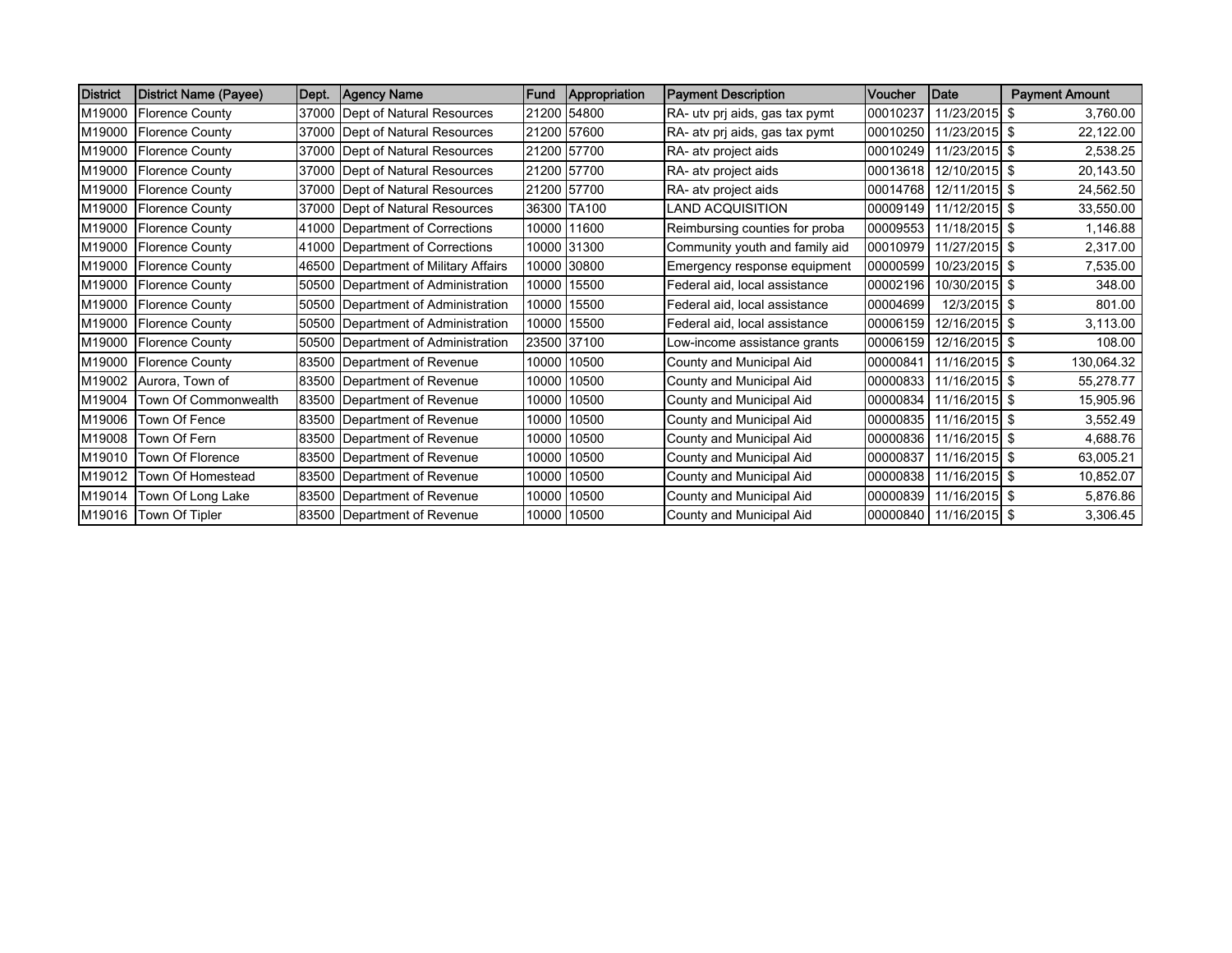| District | District Name (Payee) | Dept. | Agency Name | Fund | Appropriation | Payment Description | Voucher | Date | Payment Amount |
| --- | --- | --- | --- | --- | --- | --- | --- | --- | --- |
| M19000 | Florence County | 37000 | Dept of Natural Resources | 21200 | 54800 | RA- utv prj aids, gas tax pymt | 00010237 | 11/23/2015 | $ 3,760.00 |
| M19000 | Florence County | 37000 | Dept of Natural Resources | 21200 | 57600 | RA- atv prj aids, gas tax pymt | 00010250 | 11/23/2015 | $ 22,122.00 |
| M19000 | Florence County | 37000 | Dept of Natural Resources | 21200 | 57700 | RA- atv project aids | 00010249 | 11/23/2015 | $ 2,538.25 |
| M19000 | Florence County | 37000 | Dept of Natural Resources | 21200 | 57700 | RA- atv project aids | 00013618 | 12/10/2015 | $ 20,143.50 |
| M19000 | Florence County | 37000 | Dept of Natural Resources | 21200 | 57700 | RA- atv project aids | 00014768 | 12/11/2015 | $ 24,562.50 |
| M19000 | Florence County | 37000 | Dept of Natural Resources | 36300 | TA100 | LAND ACQUISITION | 00009149 | 11/12/2015 | $ 33,550.00 |
| M19000 | Florence County | 41000 | Department of Corrections | 10000 | 11600 | Reimbursing counties for proba | 00009553 | 11/18/2015 | $ 1,146.88 |
| M19000 | Florence County | 41000 | Department of Corrections | 10000 | 31300 | Community youth and family aid | 00010979 | 11/27/2015 | $ 2,317.00 |
| M19000 | Florence County | 46500 | Department of Military Affairs | 10000 | 30800 | Emergency response equipment | 00000599 | 10/23/2015 | $ 7,535.00 |
| M19000 | Florence County | 50500 | Department of Administration | 10000 | 15500 | Federal aid, local assistance | 00002196 | 10/30/2015 | $ 348.00 |
| M19000 | Florence County | 50500 | Department of Administration | 10000 | 15500 | Federal aid, local assistance | 00004699 | 12/3/2015 | $ 801.00 |
| M19000 | Florence County | 50500 | Department of Administration | 10000 | 15500 | Federal aid, local assistance | 00006159 | 12/16/2015 | $ 3,113.00 |
| M19000 | Florence County | 50500 | Department of Administration | 23500 | 37100 | Low-income assistance grants | 00006159 | 12/16/2015 | $ 108.00 |
| M19000 | Florence County | 83500 | Department of Revenue | 10000 | 10500 | County and Municipal Aid | 00000841 | 11/16/2015 | $ 130,064.32 |
| M19002 | Aurora, Town of | 83500 | Department of Revenue | 10000 | 10500 | County and Municipal Aid | 00000833 | 11/16/2015 | $ 55,278.77 |
| M19004 | Town Of Commonwealth | 83500 | Department of Revenue | 10000 | 10500 | County and Municipal Aid | 00000834 | 11/16/2015 | $ 15,905.96 |
| M19006 | Town Of Fence | 83500 | Department of Revenue | 10000 | 10500 | County and Municipal Aid | 00000835 | 11/16/2015 | $ 3,552.49 |
| M19008 | Town Of Fern | 83500 | Department of Revenue | 10000 | 10500 | County and Municipal Aid | 00000836 | 11/16/2015 | $ 4,688.76 |
| M19010 | Town Of Florence | 83500 | Department of Revenue | 10000 | 10500 | County and Municipal Aid | 00000837 | 11/16/2015 | $ 63,005.21 |
| M19012 | Town Of Homestead | 83500 | Department of Revenue | 10000 | 10500 | County and Municipal Aid | 00000838 | 11/16/2015 | $ 10,852.07 |
| M19014 | Town Of Long Lake | 83500 | Department of Revenue | 10000 | 10500 | County and Municipal Aid | 00000839 | 11/16/2015 | $ 5,876.86 |
| M19016 | Town Of Tipler | 83500 | Department of Revenue | 10000 | 10500 | County and Municipal Aid | 00000840 | 11/16/2015 | $ 3,306.45 |